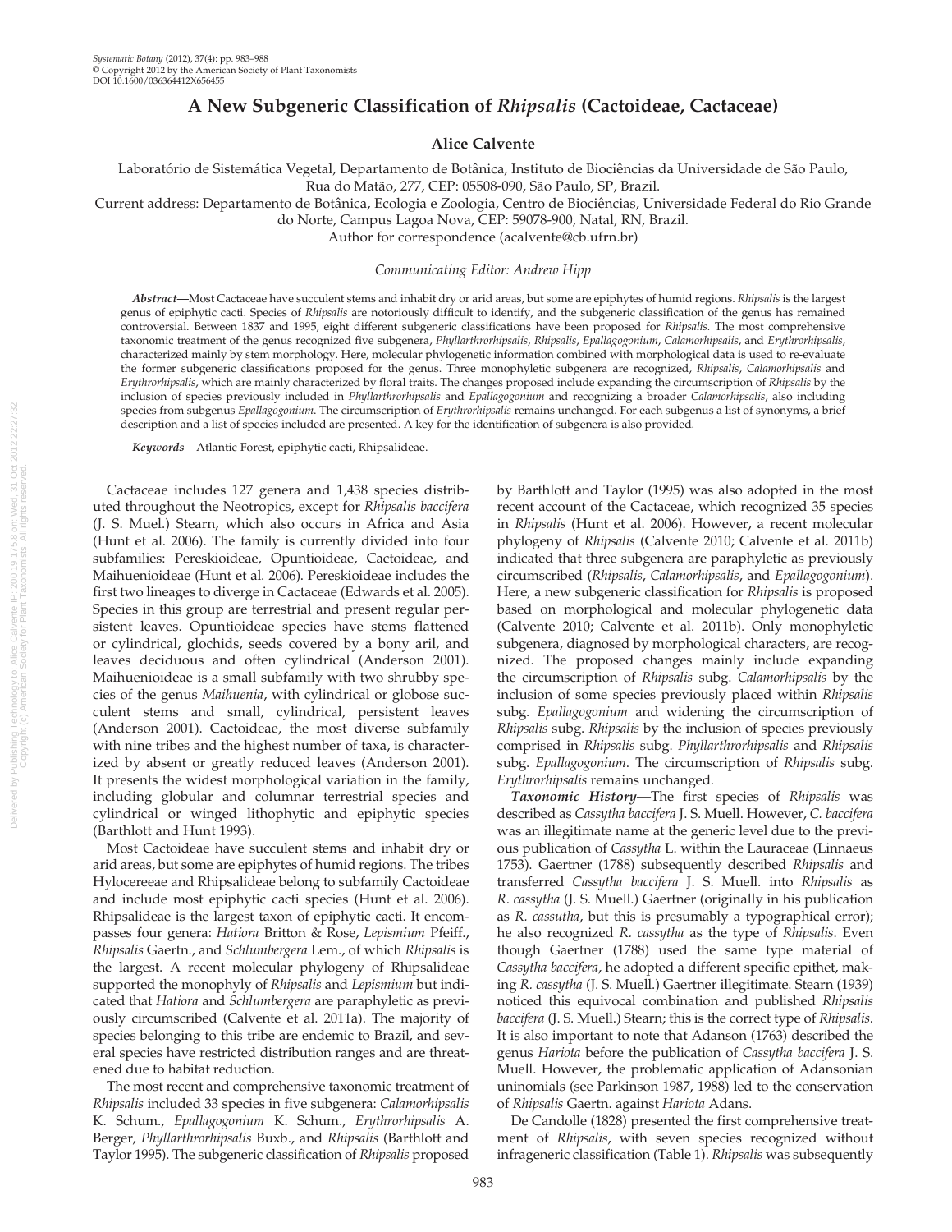# A New Subgeneric Classification of *Rhipsalis* (Cactoideae, Cactaceae)

**Alice Calvente**

Laboratório de Sistemática Vegetal, Departamento de Botânica, Instituto de Biociências da Universidade de São Paulo, Rua do Matão, 277, CEP: 05508-090, São Paulo, SP, Brazil.

Current address: Departamento de Botânica, Ecologia e Zoologia, Centro de Biociências, Universidade Federal do Rio Grande do Norte, Campus Lagoa Nova, CEP: 59078-900, Natal, RN, Brazil.

Author for correspondence (acalvente@cb.ufrn.br)

*Communicating Editor: Andrew Hipp*

***Abstract***—Most Cactaceae have succulent stems and inhabit dry or arid areas, but some are epiphytes of humid regions. *Rhipsalis* is the largest genus of epiphytic cacti. Species of *Rhipsalis* are notoriously difficult to identify, and the subgeneric classification of the genus has remained controversial. Between 1837 and 1995, eight different subgeneric classifications have been proposed for *Rhipsalis*. The most comprehensive taxonomic treatment of the genus recognized five subgenera, *Phyllarthrorhipsalis*, *Rhipsalis*, *Epallagogonium*, *Calamorhipsalis*, and *Erythrorhipsalis*, characterized mainly by stem morphology. Here, molecular phylogenetic information combined with morphological data is used to re-evaluate the former subgeneric classifications proposed for the genus. Three monophyletic subgenera are recognized, *Rhipsalis*, *Calamorhipsalis* and *Erythrorhipsalis*, which are mainly characterized by floral traits. The changes proposed include expanding the circumscription of *Rhipsalis* by the inclusion of species previously included in *Phyllarthrorhipsalis* and *Epallagogonium* and recognizing a broader *Calamorhipsalis*, also including species from subgenus *Epallagogonium*. The circumscription of *Erythrorhipsalis* remains unchanged. For each subgenus a list of synonyms, a brief description and a list of species included are presented. A key for the identification of subgenera is also provided.

***Keywords***—Atlantic Forest, epiphytic cacti, Rhipsalideae.

Cactaceae includes 127 genera and 1,438 species distributed throughout the Neotropics, except for *Rhipsalis baccifera* (J. S. Muel.) Stearn, which also occurs in Africa and Asia (Hunt et al. 2006). The family is currently divided into four subfamilies: Pereskioideae, Opuntioideae, Cactoideae, and Maihuenioideae (Hunt et al. 2006). Pereskioideae includes the first two lineages to diverge in Cactaceae (Edwards et al. 2005). Species in this group are terrestrial and present regular persistent leaves. Opuntioideae species have stems flattened or cylindrical, glochids, seeds covered by a bony aril, and leaves deciduous and often cylindrical (Anderson 2001). Maihuenioideae is a small subfamily with two shrubby species of the genus *Maihuenia*, with cylindrical or globose succulent stems and small, cylindrical, persistent leaves (Anderson 2001). Cactoideae, the most diverse subfamily with nine tribes and the highest number of taxa, is characterized by absent or greatly reduced leaves (Anderson 2001). It presents the widest morphological variation in the family, including globular and columnar terrestrial species and cylindrical or winged lithophytic and epiphytic species (Barthlott and Hunt 1993).

Most Cactoideae have succulent stems and inhabit dry or arid areas, but some are epiphytes of humid regions. The tribes Hylocereeae and Rhipsalideae belong to subfamily Cactoideae and include most epiphytic cacti species (Hunt et al. 2006). Rhipsalideae is the largest taxon of epiphytic cacti. It encompasses four genera: *Hatiora* Britton & Rose, *Lepismium* Pfeiff., *Rhipsalis* Gaertn., and *Schlumbergera* Lem., of which *Rhipsalis* is the largest. A recent molecular phylogeny of Rhipsalideae supported the monophyly of *Rhipsalis* and *Lepismium* but indicated that *Hatiora* and *Schlumbergera* are paraphyletic as previously circumscribed (Calvente et al. 2011a). The majority of species belonging to this tribe are endemic to Brazil, and several species have restricted distribution ranges and are threatened due to habitat reduction.

The most recent and comprehensive taxonomic treatment of *Rhipsalis* included 33 species in five subgenera: *Calamorhipsalis* K. Schum., *Epallagogonium* K. Schum., *Erythrorhipsalis* A. Berger, *Phyllarthrorhipsalis* Buxb., and *Rhipsalis* (Barthlott and Taylor 1995). The subgeneric classification of *Rhipsalis* proposed by Barthlott and Taylor (1995) was also adopted in the most recent account of the Cactaceae, which recognized 35 species in *Rhipsalis* (Hunt et al. 2006). However, a recent molecular phylogeny of *Rhipsalis* (Calvente 2010; Calvente et al. 2011b) indicated that three subgenera are paraphyletic as previously circumscribed (*Rhipsalis*, *Calamorhipsalis*, and *Epallagogonium*). Here, a new subgeneric classification for *Rhipsalis* is proposed based on morphological and molecular phylogenetic data (Calvente 2010; Calvente et al. 2011b). Only monophyletic subgenera, diagnosed by morphological characters, are recognized. The proposed changes mainly include expanding the circumscription of *Rhipsalis* subg. *Calamorhipsalis* by the inclusion of some species previously placed within *Rhipsalis* subg. *Epallagogonium* and widening the circumscription of *Rhipsalis* subg. *Rhipsalis* by the inclusion of species previously comprised in *Rhipsalis* subg. *Phyllarthrorhipsalis* and *Rhipsalis* subg. *Epallagogonium*. The circumscription of *Rhipsalis* subg. *Erythrorhipsalis* remains unchanged.

***Taxonomic History***—The first species of *Rhipsalis* was described as *Cassytha baccifera* J. S. Muell. However, *C. baccifera* was an illegitimate name at the generic level due to the previous publication of *Cassytha* L. within the Lauraceae (Linnaeus 1753). Gaertner (1788) subsequently described *Rhipsalis* and transferred *Cassytha baccifera* J. S. Muell. into *Rhipsalis* as *R. cassytha* (J. S. Muell.) Gaertner (originally in his publication as *R. cassutha*, but this is presumably a typographical error); he also recognized *R. cassytha* as the type of *Rhipsalis*. Even though Gaertner (1788) used the same type material of *Cassytha baccifera*, he adopted a different specific epithet, making *R. cassytha* (J. S. Muell.) Gaertner illegitimate. Stearn (1939) noticed this equivocal combination and published *Rhipsalis baccifera* (J. S. Muell.) Stearn; this is the correct type of *Rhipsalis*. It is also important to note that Adanson (1763) described the genus *Hariota* before the publication of *Cassytha baccifera* J. S. Muell. However, the problematic application of Adansonian uninomials (see Parkinson 1987, 1988) led to the conservation of *Rhipsalis* Gaertn. against *Hariota* Adans.

De Candolle (1828) presented the first comprehensive treatment of *Rhipsalis*, with seven species recognized without infrageneric classification (Table 1). *Rhipsalis* was subsequently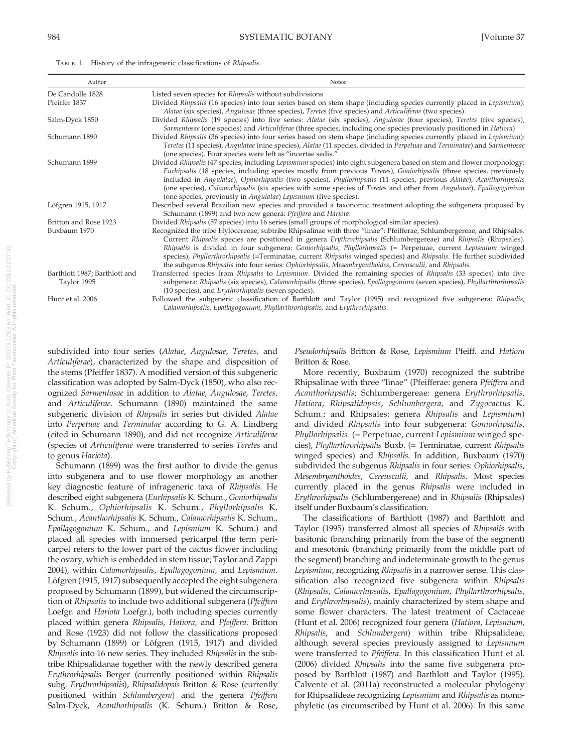Table 1. History of the infrageneric classifications of *Rhipsalis*.

| Author | Notes: |
|---|---|
| De Candolle 1828 | Listed seven species for *Rhipsalis* without subdivisions |
| Pfeiffer 1837 | Divided *Rhipsalis* (16 species) into four series based on stem shape (including species currently placed in *Lepismium*): *Alatae* (six species), *Angulosae* (three species), *Teretes* (five species) and *Articuliferae* (two species). |
| Salm-Dyck 1850 | Divided *Rhipsalis* (19 species) into five series: *Alatae* (six species), *Angulosae* (four species), *Teretes* (five species), *Sarmentosae* (one species) and *Articuliferae* (three species, including one species previously positioned in *Hatiora*) |
| Schumann 1890 | Divided *Rhipsalis* (36 species) into four series based on stem shape (including species currently placed in *Lepismium*): *Teretes* (11 species), *Angulatae* (nine species), *Alatae* (11 species, divided in *Perpetuae* and *Terminatae*) and *Sarmentosae* (one species). Four species were left as "incertae sedis." |
| Schumann 1899 | Divided *Rhipsalis* (47 species, including *Lepismium* species) into eight subgenera based on stem and flower morphology: *Eurhipsalis* (18 species, including species mostly from previous *Teretes*), *Goniorhipsalis* (three species, previously included in *Angulatae*), *Ophiorhipsalis* (two species), *Phyllorhipsalis* (11 species, previous *Alatae*), *Acanthorhipsalis* (one species), *Calamorhipsalis* (six species with some species of *Teretes* and other from *Angulatae*), *Epallagogonium* (one species, previously in *Angulatae*) *Lepismium* (five species). |
| Löfgren 1915, 1917 | Described several Brazilian new species and provided a taxonomic treatment adopting the subgenera proposed by Schumann (1899) and two new genera: *Pfeiffera* and *Hariota*. |
| Britton and Rose 1923 | Divided *Rhipsalis* (57 species) into 16 series (small groups of morphological similar species). |
| Buxbaum 1970 | Recognized the tribe Hylocereeae, subtribe Rhipsalinae with three "linae": Pfeifferae, Schlumbergereae, and Rhipsales. Current *Rhipsalis* species are positioned in genera *Erythrorhipsalis* (Schlumbergereae) and *Rhipsalis* (Rhipsales). *Rhipsalis* is divided in four subgenera: *Goniorhipsalis*, *Phyllorhipsalis* (= Perpetuae, current *Lepismium* winged species), *Phyllarthrorhipsalis* (=Terminatae, current *Rhipsalis* winged species) and *Rhipsalis*. He further subdivided the subgenus *Rhipsalis* into four series: *Ophiorhipsalis*, *Mesembryanthoides*, *Cereusculii*, and *Rhipsalis*. |
| Barthlott 1987; Barthlott and Taylor 1995 | Transferred species from *Rhipsalis* to *Lepismium*. Divided the remaining species of *Rhipsalis* (33 species) into five subgenera: *Rhipsalis* (six species), *Calamorhipsalis* (three species), *Epallagogonium* (seven species), *Phyllarthrorhipsalis* (10 species), and *Erythrorhipsalis* (seven species). |
| Hunt et al. 2006 | Followed the subgeneric classification of Barthlott and Taylor (1995) and recognized five subgenera: *Rhipsalis*, *Calamorhipsalis*, *Epallagogonium*, *Phyllarthrorhipsalis*, and *Erythrorhipsalis*. |

subdivided into four series (*Alatae*, *Angulosae*, *Teretes,* and *Articuliferae*), characterized by the shape and disposition of the stems (Pfeiffer 1837). A modified version of this subgeneric classification was adopted by Salm-Dyck (1850), who also recognized *Sarmentosae* in addition to *Alatae*, *Angulosae*, *Teretes,* and *Articuliferae*. Schumann (1890) maintained the same subgeneric division of *Rhipsalis* in series but divided *Alatae* into *Perpetuae* and *Terminatae* according to G. A. Lindberg (cited in Schumann 1890), and did not recognize *Articuliferae* (species of *Articuliferae* were transferred to series *Teretes* and to genus *Hariota*).

Schumann (1899) was the first author to divide the genus into subgenera and to use flower morphology as another key diagnostic feature of infrageneric taxa of *Rhipsalis*. He described eight subgenera (*Eurhipsalis* K. Schum., *Goniorhipsalis* K. Schum., *Ophiorhipsalis* K. Schum., *Phyllorhipsalis* K. Schum., *Acanthorhipsalis* K. Schum., *Calamorhipsalis* K. Schum., *Epallagogonium* K. Schum., and *Lepismium* K. Schum.) and placed all species with immersed pericarpel (the term pericarpel refers to the lower part of the cactus flower including the ovary, which is embedded in stem tissue; Taylor and Zappi 2004), within *Calamorhipsalis*, *Epallagogonium,* and *Lepismium.* Löfgren (1915, 1917) subsequently accepted the eight subgenera proposed by Schumann (1899), but widened the circumscription of *Rhipsalis* to include two additional subgenera (*Pfeiffera* Loefgr. and *Hariota* Loefgr.), both including species currently placed within genera *Rhipsalis*, *Hatiora,* and *Pfeiffera*. Britton and Rose (1923) did not follow the classifications proposed by Schumann (1899) or Löfgren (1915, 1917) and divided *Rhipsalis* into 16 new series. They included *Rhipsalis* in the subtribe Rhipsalidanae together with the newly described genera *Erythrorhipsalis* Berger (currently positioned within *Rhipsalis* subg. *Erythrorhipsalis*), *Rhipsalidopsis* Britton & Rose (currently positioned within *Schlumbergera*) and the genera *Pfeiffera* Salm-Dyck, *Acanthorhipsalis* (K. Schum.) Britton & Rose, *Pseudorhipsalis* Britton & Rose, *Lepismium* Pfeiff. and *Hatiora* Britton & Rose.

More recently, Buxbaum (1970) recognized the subtribe Rhipsalinae with three "linae" (Pfeifferae: genera *Pfeiffera* and *Acanthorhipsalis*; Schlumbergereae: genera *Erythrorhipsalis*, *Hatiora*, *Rhipsalidopsis*, *Schlumbergera,* and *Zygocactus* K. Schum.; and Rhipsales: genera *Rhipsalis* and *Lepismium*) and divided *Rhipsalis* into four subgenera: *Goniorhipsalis*, *Phyllorhipsalis* (= Perpetuae, current *Lepismium* winged species), *Phyllarthrorhipsalis* Buxb. (= Terminatae, current *Rhipsalis* winged species) and *Rhipsalis*. In addition, Buxbaum (1970) subdivided the subgenus *Rhipsalis* in four series: *Ophiorhipsalis*, *Mesembryanthoides*, *Cereusculii,* and *Rhipsalis*. Most species currently placed in the genus *Rhipsalis* were included in *Erythrorhipsalis* (Schlumbergereae) and in *Rhipsalis* (Rhipsales) itself under Buxbaum's classification.

The classifications of Barthlott (1987) and Barthlott and Taylor (1995) transferred almost all species of *Rhipsalis* with basitonic (branching primarily from the base of the segment) and mesotonic (branching primarily from the middle part of the segment) branching and indeterminate growth to the genus *Lepismium*, recognizing *Rhipsalis* in a narrower sense. This classification also recognized five subgenera within *Rhipsalis* (*Rhipsalis*, *Calamorhipsalis*, *Epallagogonium*, *Phyllarthrorhipsalis,* and *Erythrorhipsalis*), mainly characterized by stem shape and some flower characters. The latest treatment of Cactaceae (Hunt et al. 2006) recognized four genera (*Hatiora*, *Lepismium*, *Rhipsalis*, and *Schlumbergera*) within tribe Rhipsalideae, although several species previously assigned to *Lepismium* were transferred to *Pfeiffera*. In this classification Hunt et al. (2006) divided *Rhipsalis* into the same five subgenera proposed by Barthlott (1987) and Barthlott and Taylor (1995). Calvente et al. (2011a) reconstructed a molecular phylogeny for Rhipsalideae recognizing *Lepismium* and *Rhipsalis* as monophyletic (as circumscribed by Hunt et al. 2006). In this same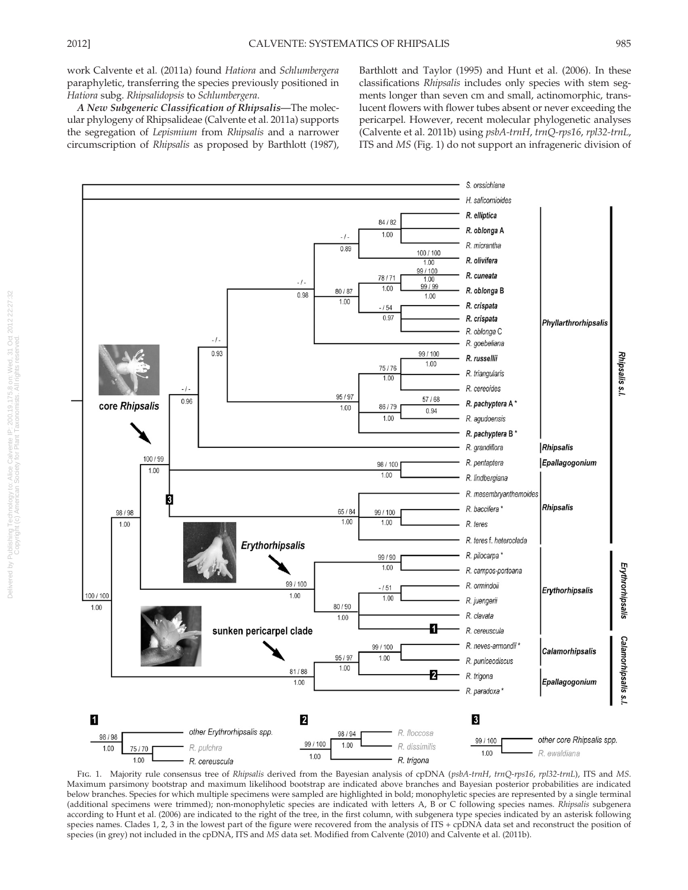work Calvente et al. (2011a) found *Hatiora* and *Schlumbergera* paraphyletic, transferring the species previously positioned in *Hatiora* subg. *Rhipsalidopsis* to *Schlumbergera*.

***A New Subgeneric Classification of Rhipsalis***—The molecular phylogeny of Rhipsalideae (Calvente et al. 2011a) supports the segregation of *Lepismium* from *Rhipsalis* and a narrower circumscription of *Rhipsalis* as proposed by Barthlott (1987), Barthlott and Taylor (1995) and Hunt et al. (2006). In these classifications *Rhipsalis* includes only species with stem segments longer than seven cm and small, actinomorphic, translucent flowers with flower tubes absent or never exceeding the pericarpel. However, recent molecular phylogenetic analyses (Calvente et al. 2011b) using *psbA-trnH*, *trnQ-rps16*, *rpl32-trnL*, ITS and *MS* (Fig. 1) do not support an infrageneric division of

Fig. 1. Majority rule consensus tree of *Rhipsalis* derived from the Bayesian analysis of cpDNA (*psbA-trnH*, *trnQ-rps16*, *rpl32-trnL*), ITS and *MS*. Maximum parsimony bootstrap and maximum likelihood bootstrap are indicated above branches and Bayesian posterior probabilities are indicated below branches. Species for which multiple specimens were sampled are highlighted in bold; monophyletic species are represented by a single terminal (additional specimens were trimmed); non-monophyletic species are indicated with letters A, B or C following species names. *Rhipsalis* subgenera according to Hunt et al. (2006) are indicated to the right of the tree, in the first column, with subgenera type species indicated by an asterisk following species names. Clades 1, 2, 3 in the lowest part of the figure were recovered from the analysis of ITS + cpDNA data set and reconstruct the position of species (in grey) not included in the cpDNA, ITS and *MS* data set. Modified from Calvente (2010) and Calvente et al. (2011b).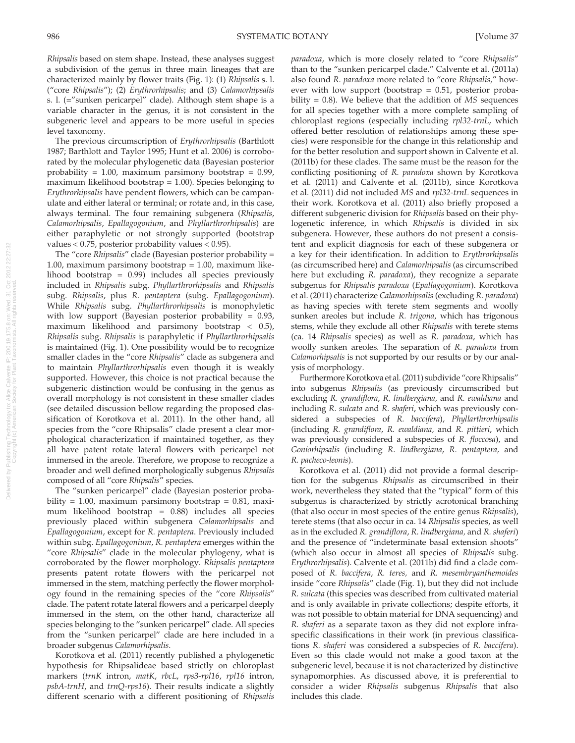*Rhipsalis* based on stem shape. Instead, these analyses suggest a subdivision of the genus in three main lineages that are characterized mainly by flower traits (Fig. 1): (1) *Rhipsalis* s. l. ("core *Rhipsalis*"); (2) *Erythrorhipsalis*; and (3) *Calamorhipsalis* s. l. (="sunken pericarpel" clade). Although stem shape is a variable character in the genus, it is not consistent in the subgeneric level and appears to be more useful in species level taxonomy.

The previous circumscription of *Erythrorhipsalis* (Barthlott 1987; Barthlott and Taylor 1995; Hunt et al. 2006) is corroborated by the molecular phylogenetic data (Bayesian posterior probability = 1.00, maximum parsimony bootstrap = 0.99, maximum likelihood bootstrap = 1.00). Species belonging to *Erythrorhipsalis* have pendent flowers, which can be campanulate and either lateral or terminal; or rotate and, in this case, always terminal. The four remaining subgenera (*Rhipsalis*, *Calamorhipsalis*, *Epallagogonium*, and *Phyllarthrorhipsalis*) are either paraphyletic or not strongly supported (bootstrap values < 0.75, posterior probability values < 0.95).

The "core *Rhipsalis*" clade (Bayesian posterior probability = 1.00, maximum parsimony bootstrap = 1.00, maximum likelihood bootstrap = 0.99) includes all species previously included in *Rhipsalis* subg. *Phyllarthrorhipsalis* and *Rhipsalis* subg. *Rhipsalis*, plus *R. pentaptera* (subg. *Epallagogonium*). While *Rhipsalis* subg. *Phyllarthrorhipsalis* is monophyletic with low support (Bayesian posterior probability = 0.93, maximum likelihood and parsimony bootstrap < 0.5), *Rhipsalis* subg. *Rhipsalis* is paraphyletic if *Phyllarthrorhipsalis* is maintained (Fig. 1). One possibility would be to recognize smaller clades in the "core *Rhipsalis*" clade as subgenera and to maintain *Phyllarthrorhipsalis* even though it is weakly supported. However, this choice is not practical because the subgeneric distinction would be confusing in the genus as overall morphology is not consistent in these smaller clades (see detailed discussion bellow regarding the proposed classification of Korotkova et al. 2011). In the other hand, all species from the "core Rhipsalis" clade present a clear morphological characterization if maintained together, as they all have patent rotate lateral flowers with pericarpel not immersed in the areole. Therefore, we propose to recognize a broader and well defined morphologically subgenus *Rhipsalis* composed of all "core *Rhipsalis*" species.

The "sunken pericarpel" clade (Bayesian posterior probability = 1.00, maximum parsimony bootstrap = 0.81, maximum likelihood bootstrap = 0.88) includes all species previously placed within subgenera *Calamorhipsalis* and *Epallagogonium*, except for *R. pentaptera*. Previously included within subg. *Epallagogonium*, *R. pentaptera* emerges within the "core *Rhipsalis*" clade in the molecular phylogeny, what is corroborated by the flower morphology. *Rhipsalis pentaptera* presents patent rotate flowers with the pericarpel not immersed in the stem, matching perfectly the flower morphology found in the remaining species of the "core *Rhipsalis*" clade. The patent rotate lateral flowers and a pericarpel deeply immersed in the stem, on the other hand, characterize all species belonging to the "sunken pericarpel" clade. All species from the "sunken pericarpel" clade are here included in a broader subgenus *Calamorhipsalis*.

Korotkova et al. (2011) recently published a phylogenetic hypothesis for Rhipsalideae based strictly on chloroplast markers (*trnK* intron, *matK*, *rbcL*, *rps3-rpl16*, *rpl16* intron, *psbA-trnH*, and *trnQ-rps16*). Their results indicate a slightly different scenario with a different positioning of *Rhipsalis paradoxa*, which is more closely related to "core *Rhipsalis*" than to the "sunken pericarpel clade." Calvente et al. (2011a) also found *R. paradoxa* more related to "core *Rhipsalis*," however with low support (bootstrap = 0.51, posterior probability = 0.8). We believe that the addition of *MS* sequences for all species together with a more complete sampling of chloroplast regions (especially including *rpl32-trnL*, which offered better resolution of relationships among these species) were responsible for the change in this relationship and for the better resolution and support shown in Calvente et al. (2011b) for these clades. The same must be the reason for the conflicting positioning of *R. paradoxa* shown by Korotkova et al. (2011) and Calvente et al. (2011b), since Korotkova et al. (2011) did not included *MS* and *rpl32-trnL* sequences in their work. Korotkova et al. (2011) also briefly proposed a different subgeneric division for *Rhipsalis* based on their phylogenetic inference, in which *Rhipsalis* is divided in six subgenera. However, these authors do not present a consistent and explicit diagnosis for each of these subgenera or a key for their identification. In addition to *Erythrorhipsalis* (as circumscribed here) and *Calamorhipsalis* (as circumscribed here but excluding *R. paradoxa*), they recognize a separate subgenus for *Rhipsalis paradoxa* (*Epallagogonium*). Korotkova et al. (2011) characterize *Calamorhipsalis* (excluding *R. paradoxa*) as having species with terete stem segments and woolly sunken areoles but include *R. trigona*, which has trigonous stems, while they exclude all other *Rhipsalis* with terete stems (ca. 14 *Rhipsalis* species) as well as *R. paradoxa*, which has woolly sunken areoles. The separation of *R. paradoxa* from *Calamorhipsalis* is not supported by our results or by our analysis of morphology.

Furthermore Korotkova et al. (2011) subdivide "core Rhipsalis" into subgenus *Rhipsalis* (as previously circumscribed but excluding *R. grandiflora*, *R. lindbergiana*, and *R. ewaldiana* and including *R. sulcata* and *R. shaferi*, which was previously considered a subspecies of *R. baccifera*), *Phyllarthrorhipsalis* (including *R. grandiflora*, *R. ewaldiana*, and *R. pittieri*, which was previously considered a subspecies of *R. floccosa*), and *Goniorhipsalis* (including *R. lindbergiana*, *R. pentaptera*, and *R. pacheco-leonis*).

Korotkova et al. (2011) did not provide a formal description for the subgenus *Rhipsalis* as circumscribed in their work, nevertheless they stated that the "typical" form of this subgenus is characterized by strictly acrotonical branching (that also occur in most species of the entire genus *Rhipsalis*), terete stems (that also occur in ca. 14 *Rhipsalis* species, as well as in the excluded *R. grandiflora*, *R. lindbergiana*, and *R. shaferi*) and the presence of "indeterminate basal extension shoots" (which also occur in almost all species of *Rhipsalis* subg. *Erythrorhipsalis*). Calvente et al. (2011b) did find a clade composed of *R. baccifera*, *R. teres*, and *R. mesembryanthemoides* inside "core *Rhipsalis*" clade (Fig. 1), but they did not include *R. sulcata* (this species was described from cultivated material and is only available in private collections; despite efforts, it was not possible to obtain material for DNA sequencing) and *R. shaferi* as a separate taxon as they did not explore infraspecific classifications in their work (in previous classifications *R. shaferi* was considered a subspecies of *R. baccifera*). Even so this clade would not make a good taxon at the subgeneric level, because it is not characterized by distinctive synapomorphies. As discussed above, it is preferential to consider a wider *Rhipsalis* subgenus *Rhipsalis* that also includes this clade.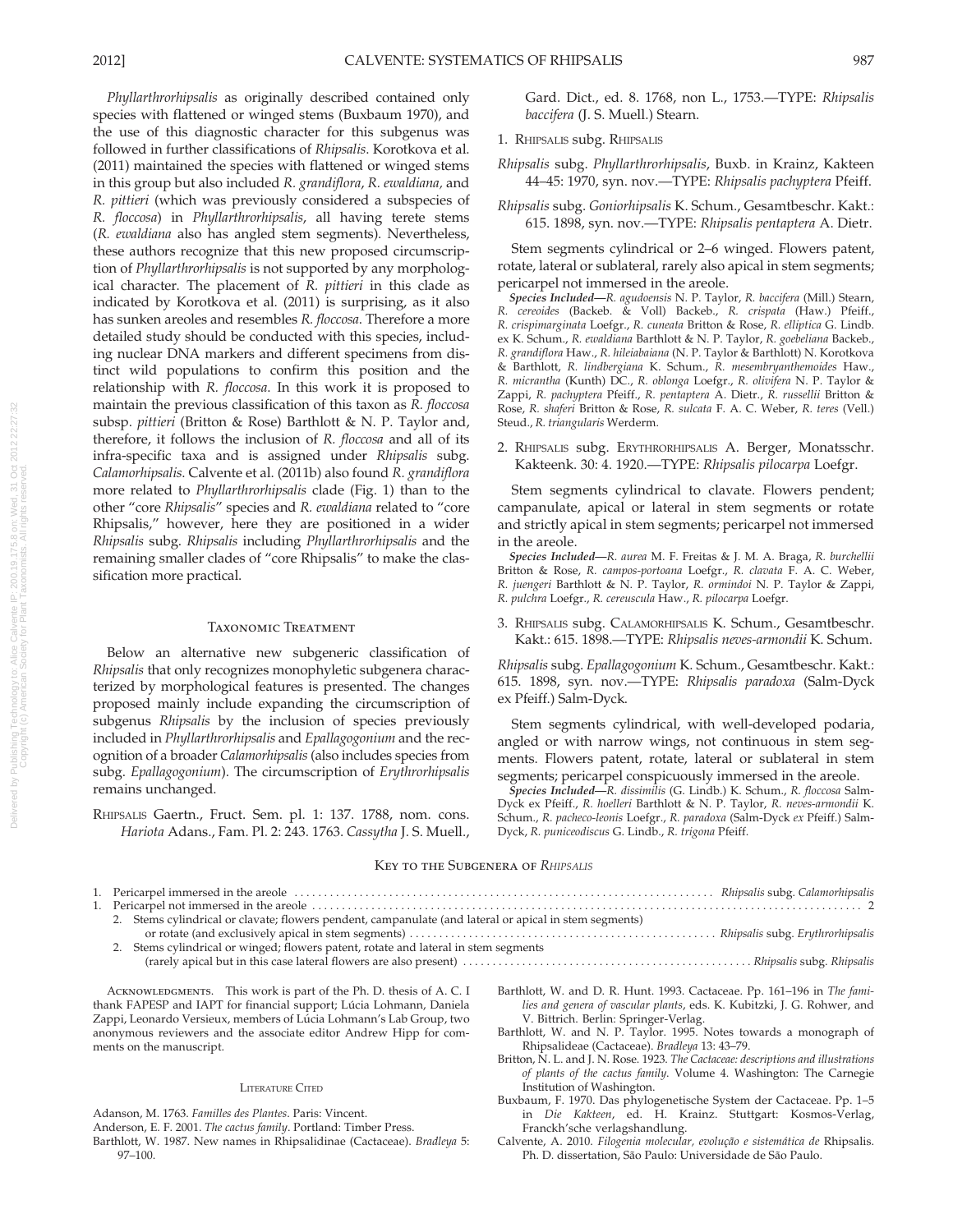*Phyllarthrorhipsalis* as originally described contained only species with flattened or winged stems (Buxbaum 1970), and the use of this diagnostic character for this subgenus was followed in further classifications of *Rhipsalis*. Korotkova et al. (2011) maintained the species with flattened or winged stems in this group but also included *R. grandiflora*, *R. ewaldiana*, and *R. pittieri* (which was previously considered a subspecies of *R. floccosa*) in *Phyllarthrorhipsalis*, all having terete stems (*R. ewaldiana* also has angled stem segments). Nevertheless, these authors recognize that this new proposed circumscription of *Phyllarthrorhipsalis* is not supported by any morphological character. The placement of *R. pittieri* in this clade as indicated by Korotkova et al. (2011) is surprising, as it also has sunken areoles and resembles *R. floccosa*. Therefore a more detailed study should be conducted with this species, including nuclear DNA markers and different specimens from distinct wild populations to confirm this position and the relationship with *R. floccosa*. In this work it is proposed to maintain the previous classification of this taxon as *R. floccosa* subsp. *pittieri* (Britton & Rose) Barthlott & N. P. Taylor and, therefore, it follows the inclusion of *R. floccosa* and all of its infra-specific taxa and is assigned under *Rhipsalis* subg. *Calamorhipsalis*. Calvente et al. (2011b) also found *R. grandiflora* more related to *Phyllarthrorhipsalis* clade (Fig. 1) than to the other "core *Rhipsalis*" species and *R. ewaldiana* related to "core Rhipsalis," however, here they are positioned in a wider *Rhipsalis* subg. *Rhipsalis* including *Phyllarthrorhipsalis* and the remaining smaller clades of "core Rhipsalis" to make the classification more practical.

## Taxonomic Treatment

Below an alternative new subgeneric classification of *Rhipsalis* that only recognizes monophyletic subgenera characterized by morphological features is presented. The changes proposed mainly include expanding the circumscription of subgenus *Rhipsalis* by the inclusion of species previously included in *Phyllarthrorhipsalis* and *Epallagogonium* and the recognition of a broader *Calamorhipsalis* (also includes species from subg. *Epallagogonium*). The circumscription of *Erythrorhipsalis* remains unchanged.

Rhipsalis Gaertn., Fruct. Sem. pl. 1: 137. 1788, nom. cons. *Hariota* Adans., Fam. Pl. 2: 243. 1763. *Cassytha* J. S. Muell., Gard. Dict., ed. 8. 1768, non L., 1753.—TYPE: *Rhipsalis baccifera* (J. S. Muell.) Stearn.

1. Rhipsalis subg. Rhipsalis

*Rhipsalis* subg. *Phyllarthrorhipsalis*, Buxb. in Krainz, Kakteen 44–45: 1970, syn. nov.—TYPE: *Rhipsalis pachyptera* Pfeiff.

*Rhipsalis* subg. *Goniorhipsalis* K. Schum., Gesamtbeschr. Kakt.: 615. 1898, syn. nov.—TYPE: *Rhipsalis pentaptera* A. Dietr.

Stem segments cylindrical or 2–6 winged. Flowers patent, rotate, lateral or sublateral, rarely also apical in stem segments; pericarpel not immersed in the areole.

***Species Included***—*R. agudoensis* N. P. Taylor, *R. baccifera* (Mill.) Stearn, *R. cereoides* (Backeb. & Voll) Backeb., *R. crispata* (Haw.) Pfeiff., *R. crispimarginata* Loefgr., *R. cuneata* Britton & Rose, *R. elliptica* G. Lindb. ex K. Schum., *R. ewaldiana* Barthlott & N. P. Taylor, *R. goebeliana* Backeb., *R. grandiflora* Haw., *R. hileiabaiana* (N. P. Taylor & Barthlott) N. Korotkova & Barthlott, *R. lindbergiana* K. Schum., *R. mesembryanthemoides* Haw., *R. micrantha* (Kunth) DC., *R. oblonga* Loefgr., *R. olivifera* N. P. Taylor & Zappi, *R. pachyptera* Pfeiff., *R. pentaptera* A. Dietr., *R. russellii* Britton & Rose, *R. shaferi* Britton & Rose, *R. sulcata* F. A. C. Weber, *R. teres* (Vell.) Steud., *R. triangularis* Werderm.

2. Rhipsalis subg. Erythrorhipsalis A. Berger, Monatsschr. Kakteenk. 30: 4. 1920.—TYPE: *Rhipsalis pilocarpa* Loefgr.

Stem segments cylindrical to clavate. Flowers pendent; campanulate, apical or lateral in stem segments or rotate and strictly apical in stem segments; pericarpel not immersed in the areole.

***Species Included***—*R. aurea* M. F. Freitas & J. M. A. Braga, *R. burchellii* Britton & Rose, *R. campos-portoana* Loefgr., *R. clavata* F. A. C. Weber, *R. juengeri* Barthlott & N. P. Taylor, *R. ormindoi* N. P. Taylor & Zappi, *R. pulchra* Loefgr., *R. cereuscula* Haw., *R. pilocarpa* Loefgr.

3. Rhipsalis subg. Calamorhipsalis K. Schum., Gesamtbeschr. Kakt.: 615. 1898.—TYPE: *Rhipsalis neves-armondii* K. Schum.

*Rhipsalis* subg. *Epallagogonium* K. Schum., Gesamtbeschr. Kakt.: 615. 1898, syn. nov.—TYPE: *Rhipsalis paradoxa* (Salm-Dyck ex Pfeiff.) Salm-Dyck.

Stem segments cylindrical, with well-developed podaria, angled or with narrow wings, not continuous in stem segments. Flowers patent, rotate, lateral or sublateral in stem segments; pericarpel conspicuously immersed in the areole.

***Species Included***—*R. dissimilis* (G. Lindb.) K. Schum., *R. floccosa* Salm-Dyck ex Pfeiff., *R. hoelleri* Barthlott & N. P. Taylor, *R. neves-armondii* K. Schum., *R. pacheco-leonis* Loefgr., *R. paradoxa* (Salm-Dyck *ex* Pfeiff.) Salm-Dyck, *R. puniceodiscus* G. Lindb., *R. trigona* Pfeiff.

## Key to the Subgenera of *Rhipsalis*

1. Pericarpel immersed in the areole . . . . . . . . . . *Rhipsalis* subg. *Calamorhipsalis*
1. Pericarpel not immersed in the areole . . . . . . . . . . 2
   2. Stems cylindrical or clavate; flowers pendent, campanulate (and lateral or apical in stem segments) or rotate (and exclusively apical in stem segments) . . . . . . . . . . *Rhipsalis* subg. *Erythrorhipsalis*
   2. Stems cylindrical or winged; flowers patent, rotate and lateral in stem segments (rarely apical but in this case lateral flowers are also present) . . . . . . . . . . *Rhipsalis* subg. *Rhipsalis*

Acknowledgments. This work is part of the Ph. D. thesis of A. C. I thank FAPESP and IAPT for financial support; Lúcia Lohmann, Daniela Zappi, Leonardo Versieux, members of Lúcia Lohmann's Lab Group, two anonymous reviewers and the associate editor Andrew Hipp for comments on the manuscript.

## Literature Cited

Adanson, M. 1763. *Familles des Plantes*. Paris: Vincent.

Anderson, E. F. 2001. *The cactus family*. Portland: Timber Press.

Barthlott, W. 1987. New names in Rhipsalidinae (Cactaceae). *Bradleya* 5: 97–100.

Barthlott, W. and D. R. Hunt. 1993. Cactaceae. Pp. 161–196 in *The families and genera of vascular plants*, eds. K. Kubitzki, J. G. Rohwer, and V. Bittrich. Berlin: Springer-Verlag.

Barthlott, W. and N. P. Taylor. 1995. Notes towards a monograph of Rhipsalideae (Cactaceae). *Bradleya* 13: 43–79.

Britton, N. L. and J. N. Rose. 1923. *The Cactaceae: descriptions and illustrations of plants of the cactus family*. Volume 4. Washington: The Carnegie Institution of Washington.

Buxbaum, F. 1970. Das phylogenetische System der Cactaceae. Pp. 1–5 in *Die Kakteen*, ed. H. Krainz. Stuttgart: Kosmos-Verlag, Franckh'sche verlagshandlung.

Calvente, A. 2010. *Filogenia molecular, evolução e sistemática de* Rhipsalis. Ph. D. dissertation, São Paulo: Universidade de São Paulo.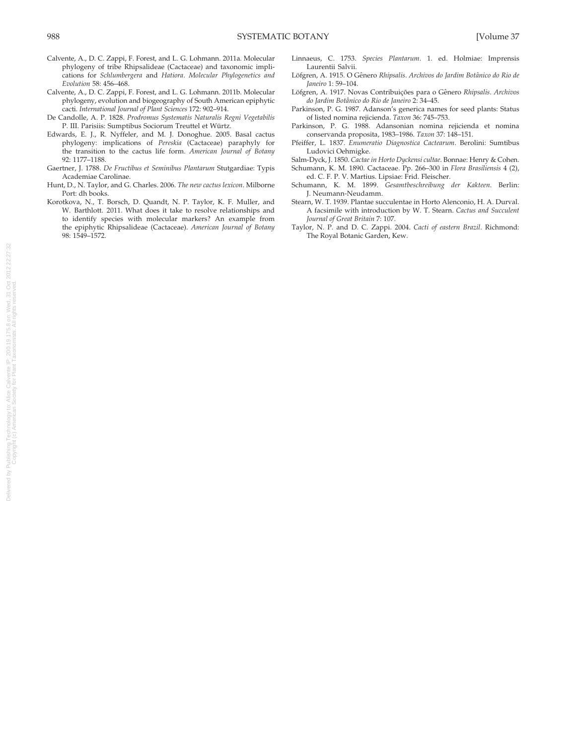Calvente, A., D. C. Zappi, F. Forest, and L. G. Lohmann. 2011a. Molecular phylogeny of tribe Rhipsalideae (Cactaceae) and taxonomic implications for *Schlumbergera* and *Hatiora*. *Molecular Phylogenetics and Evolution* 58: 456–468.

Calvente, A., D. C. Zappi, F. Forest, and L. G. Lohmann. 2011b. Molecular phylogeny, evolution and biogeography of South American epiphytic cacti. *International Journal of Plant Sciences* 172: 902–914.

De Candolle, A. P. 1828. *Prodromus Systematis Naturalis Regni Vegetabilis* P. III. Parisiis: Sumptibus Sociorum Treuttel et Würtz.

Edwards, E. J., R. Nyffeler, and M. J. Donoghue. 2005. Basal cactus phylogeny: implications of *Pereskia* (Cactaceae) paraphyly for the transition to the cactus life form. *American Journal of Botany* 92: 1177–1188.

Gaertner, J. 1788. *De Fructibus et Seminibus Plantarum* Stutgardiae: Typis Academiae Carolinae.

Hunt, D., N. Taylor, and G. Charles. 2006. *The new cactus lexicon*. Milborne Port: dh books.

Korotkova, N., T. Borsch, D. Quandt, N. P. Taylor, K. F. Muller, and W. Barthlott. 2011. What does it take to resolve relationships and to identify species with molecular markers? An example from the epiphytic Rhipsalideae (Cactaceae). *American Journal of Botany* 98: 1549–1572.

Linnaeus, C. 1753. *Species Plantarum*. 1. ed. Holmiae: Imprensis Laurentii Salvii.

Löfgren, A. 1915. O Gênero *Rhipsalis*. *Archivos do Jardim Botânico do Rio de Janeiro* 1: 59–104.

Löfgren, A. 1917. Novas Contribuições para o Gênero *Rhipsalis*. *Archivos do Jardim Botânico do Rio de Janeiro* 2: 34–45.

Parkinson, P. G. 1987. Adanson's generica names for seed plants: Status of listed nomina rejicienda. *Taxon* 36: 745–753.

Parkinson, P. G. 1988. Adansonian nomina rejicienda et nomina conservanda proposita, 1983–1986. *Taxon* 37: 148–151.

Pfeiffer, L. 1837. *Enumeratio Diagnostica Cactearum*. Berolini: Sumtibus Ludovici Oehmigke.

Salm-Dyck, J. 1850. *Cactae in Horto Dyckensi cultae*. Bonnae: Henry & Cohen.

Schumann, K. M. 1890. Cactaceae. Pp. 266–300 in *Flora Brasiliensis* 4 (2), ed. C. F. P. V. Martius. Lipsiae: Frid. Fleischer.

Schumann, K. M. 1899. *Gesamtbeschreibung der Kakteen*. Berlin: J. Neumann-Neudamm.

Stearn, W. T. 1939. Plantae succulentae in Horto Alenconio, H. A. Durval. A facsimile with introduction by W. T. Stearn. *Cactus and Succulent Journal of Great Britain* 7: 107.

Taylor, N. P. and D. C. Zappi. 2004. *Cacti of eastern Brazil*. Richmond: The Royal Botanic Garden, Kew.